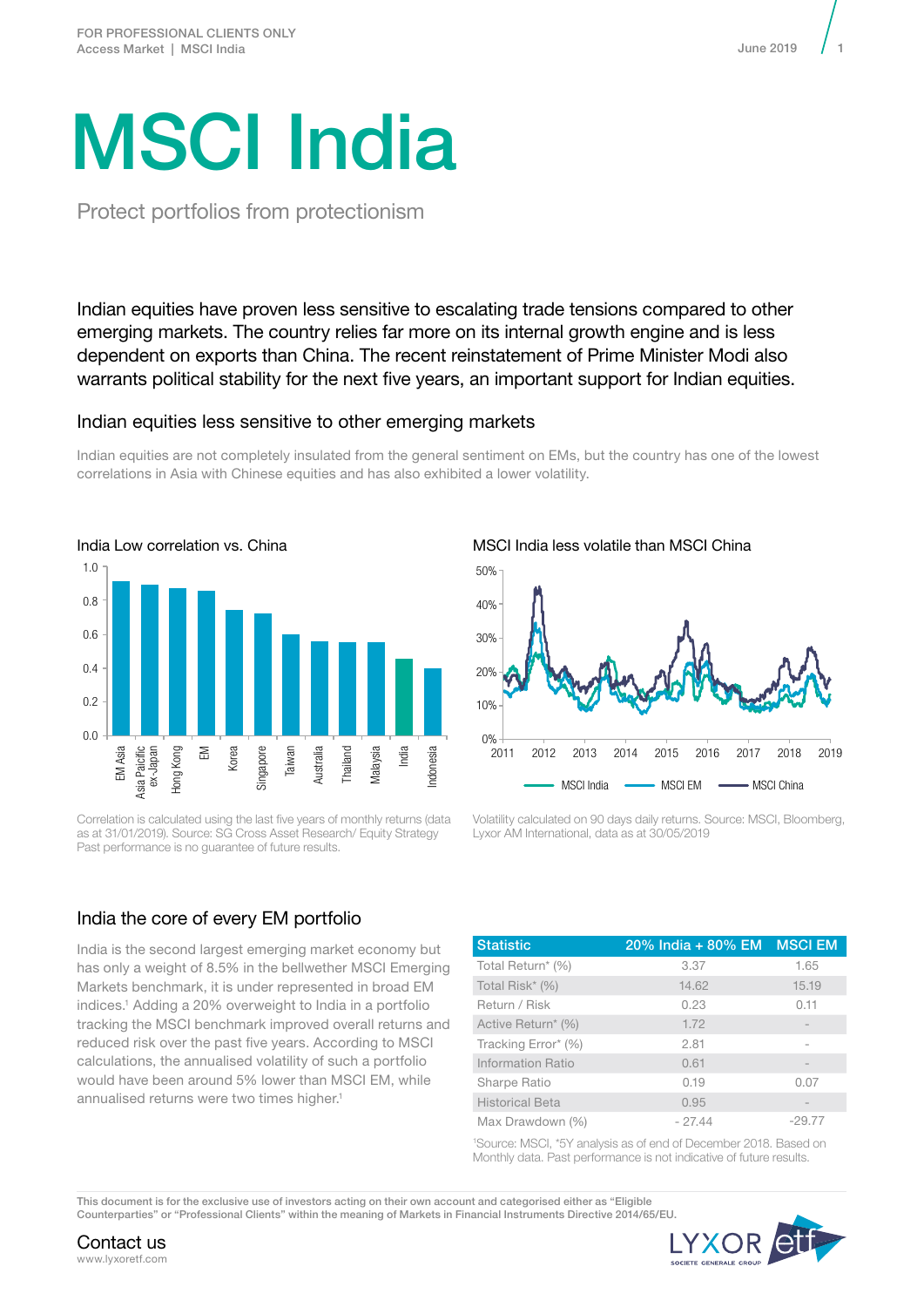# MSCI India

Protect portfolios from protectionism

Indian equities have proven less sensitive to escalating trade tensions compared to other emerging markets. The country relies far more on its internal growth engine and is less dependent on exports than China. The recent reinstatement of Prime Minister Modi also warrants political stability for the next five years, an important support for Indian equities.

## Indian equities less sensitive to other emerging markets

Indian equities are not completely insulated from the general sentiment on EMs, but the country has one of the lowest correlations in Asia with Chinese equities and has also exhibited a lower volatility.

India Low correlation vs. China

Correlation is calculated using the last five years of monthly returns (data as at 31/01/2019). Source: SG Cross Asset Research/ Equity Strategy
Past performance is no guarantee of future results.

MSCI India less volatile than MSCI China

Volatility calculated on 90 days daily returns. Source: MSCI, Bloomberg, Lyxor AM International, data as at 30/05/2019

## India the core of every EM portfolio

India is the second largest emerging market economy but has only a weight of 8.5% in the bellwether MSCI Emerging Markets benchmark, it is under represented in broad EM indices.[1] Adding a 20% overweight to India in a portfolio tracking the MSCI benchmark improved overall returns and reduced risk over the past five years. According to MSCI calculations, the annualised volatility of such a portfolio would have been around 5% lower than MSCI EM, while annualised returns were two times higher.[1]

| Statistic | 20% India + 80% EM | MSCI EM |
|---|---|---|
| Total Return* (%) | 3.37 | 1.65 |
| Total Risk* (%) | 14.62 | 15.19 |
| Return / Risk | 0.23 | 0.11 |
| Active Return* (%) | 1.72 | - |
| Tracking Error* (%) | 2.81 | - |
| Information Ratio | 0.61 | - |
| Sharpe Ratio | 0.19 | 0.07 |
| Historical Beta | 0.95 | - |
| Max Drawdown (%) | - 27.44 | -29.77 |

[1]Source: MSCI, *5Y analysis as of end of December 2018. Based on Monthly data. Past performance is not indicative of future results.

This document is for the exclusive use of investors acting on their own account and categorised either as "Eligible Counterparties" or "Professional Clients" within the meaning of Markets in Financial Instruments Directive 2014/65/EU.

Contact us
www.lyxoretf.com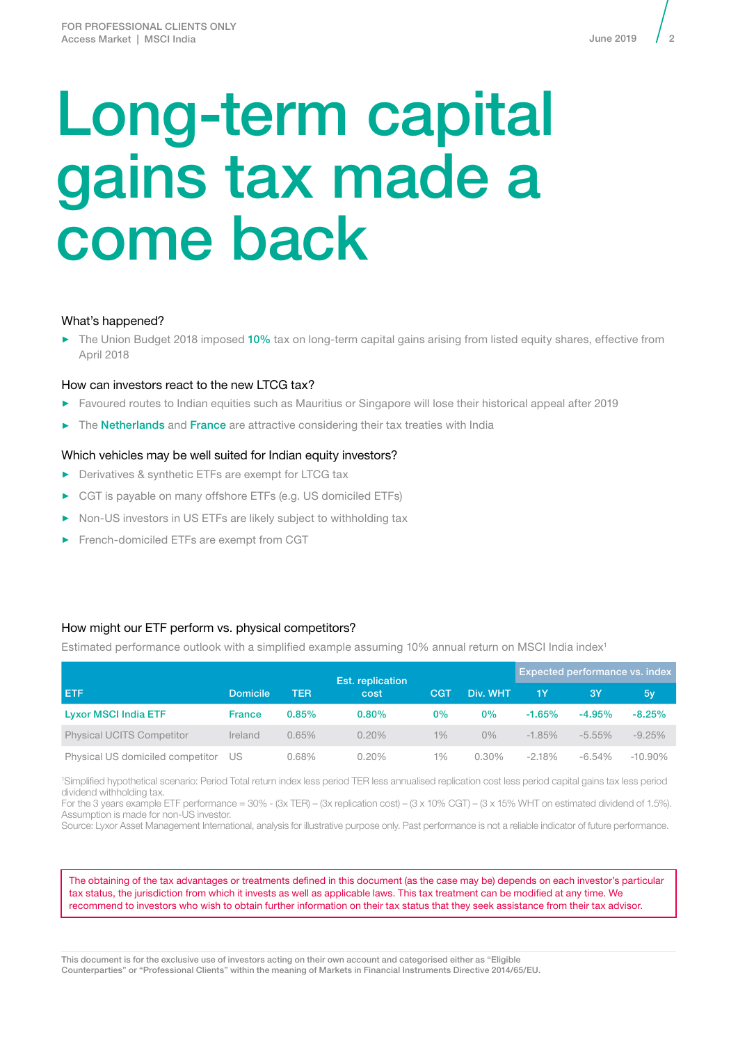# Long-term capital gains tax made a come back

### What's happened?

- The Union Budget 2018 imposed **10%** tax on long-term capital gains arising from listed equity shares, effective from April 2018

### How can investors react to the new LTCG tax?

- Favoured routes to Indian equities such as Mauritius or Singapore will lose their historical appeal after 2019
- The **Netherlands** and **France** are attractive considering their tax treaties with India

### Which vehicles may be well suited for Indian equity investors?

- Derivatives & synthetic ETFs are exempt for LTCG tax
- CGT is payable on many offshore ETFs (e.g. US domiciled ETFs)
- Non-US investors in US ETFs are likely subject to withholding tax
- French-domiciled ETFs are exempt from CGT

### How might our ETF perform vs. physical competitors?

Estimated performance outlook with a simplified example assuming 10% annual return on MSCI India index[1]

| | | | | | | Expected performance vs. index | | |
|---|---|---|---|---|---|---|---|---|
| ETF | Domicile | TER | Est. replication cost | CGT | Div. WHT | 1Y | 3Y | 5y |
| **Lyxor MSCI India ETF** | **France** | **0.85%** | **0.80%** | **0%** | **0%** | **-1.65%** | **-4.95%** | **-8.25%** |
| Physical UCITS Competitor | Ireland | 0.65% | 0.20% | 1% | 0% | -1.85% | -5.55% | -9.25% |
| Physical US domiciled competitor | US | 0.68% | 0.20% | 1% | 0.30% | -2.18% | -6.54% | -10.90% |

[1]Simplified hypothetical scenario: Period Total return index less period TER less annualised replication cost less period capital gains tax less period dividend withholding tax.
For the 3 years example ETF performance = 30% - (3x TER) – (3x replication cost) – (3 x 10% CGT) – (3 x 15% WHT on estimated dividend of 1.5%). Assumption is made for non-US investor.
Source: Lyxor Asset Management International, analysis for illustrative purpose only. Past performance is not a reliable indicator of future performance.

The obtaining of the tax advantages or treatments defined in this document (as the case may be) depends on each investor's particular tax status, the jurisdiction from which it invests as well as applicable laws. This tax treatment can be modified at any time. We recommend to investors who wish to obtain further information on their tax status that they seek assistance from their tax advisor.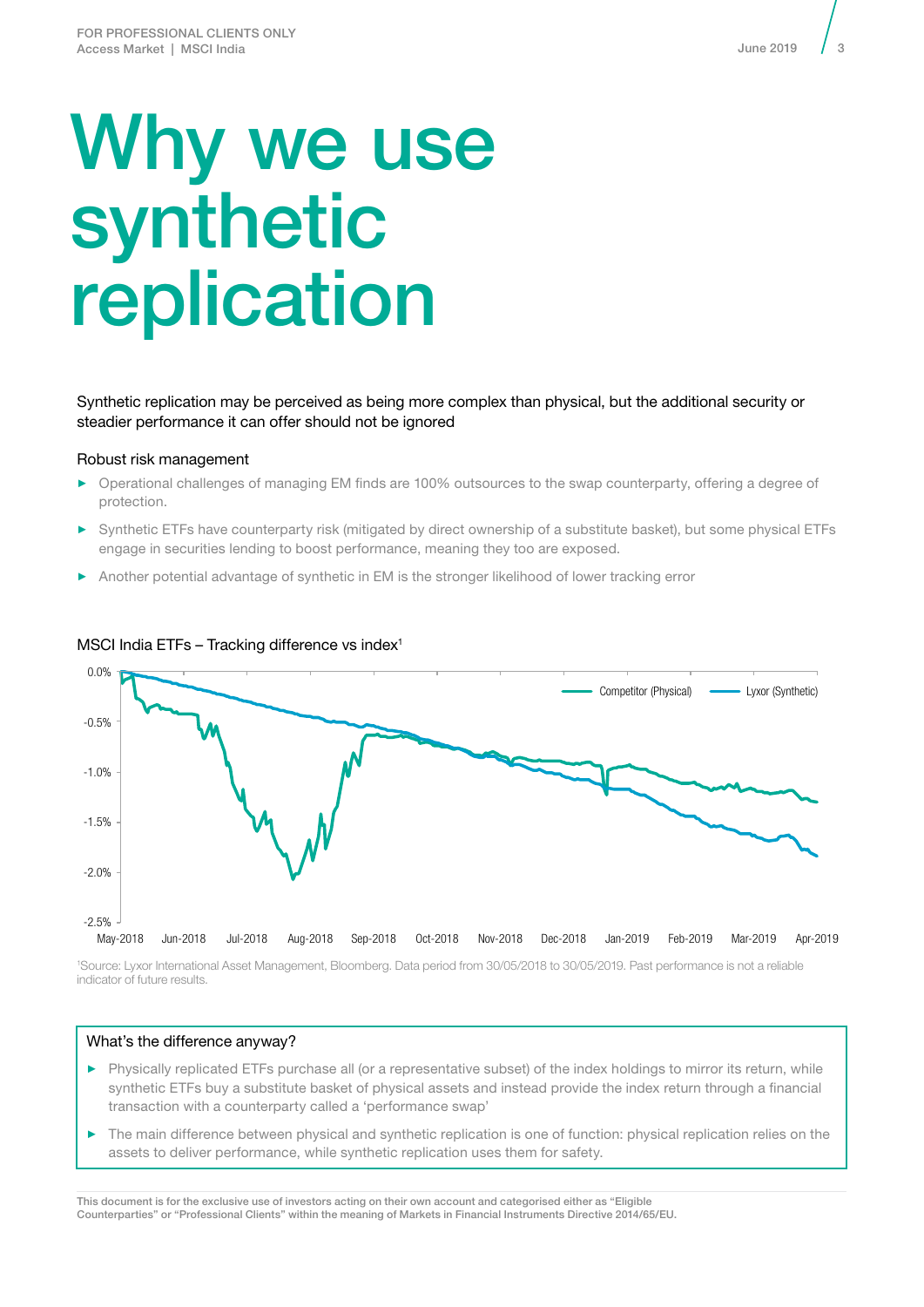# Why we use synthetic replication

Synthetic replication may be perceived as being more complex than physical, but the additional security or steadier performance it can offer should not be ignored

### Robust risk management

- Operational challenges of managing EM finds are 100% outsources to the swap counterparty, offering a degree of protection.
- Synthetic ETFs have counterparty risk (mitigated by direct ownership of a substitute basket), but some physical ETFs engage in securities lending to boost performance, meaning they too are exposed.
- Another potential advantage of synthetic in EM is the stronger likelihood of lower tracking error

MSCI India ETFs – Tracking difference vs index[1]

[1]Source: Lyxor International Asset Management, Bloomberg. Data period from 30/05/2018 to 30/05/2019. Past performance is not a reliable indicator of future results.

### What's the difference anyway?

- Physically replicated ETFs purchase all (or a representative subset) of the index holdings to mirror its return, while synthetic ETFs buy a substitute basket of physical assets and instead provide the index return through a financial transaction with a counterparty called a 'performance swap'
- The main difference between physical and synthetic replication is one of function: physical replication relies on the assets to deliver performance, while synthetic replication uses them for safety.

This document is for the exclusive use of investors acting on their own account and categorised either as "Eligible Counterparties" or "Professional Clients" within the meaning of Markets in Financial Instruments Directive 2014/65/EU.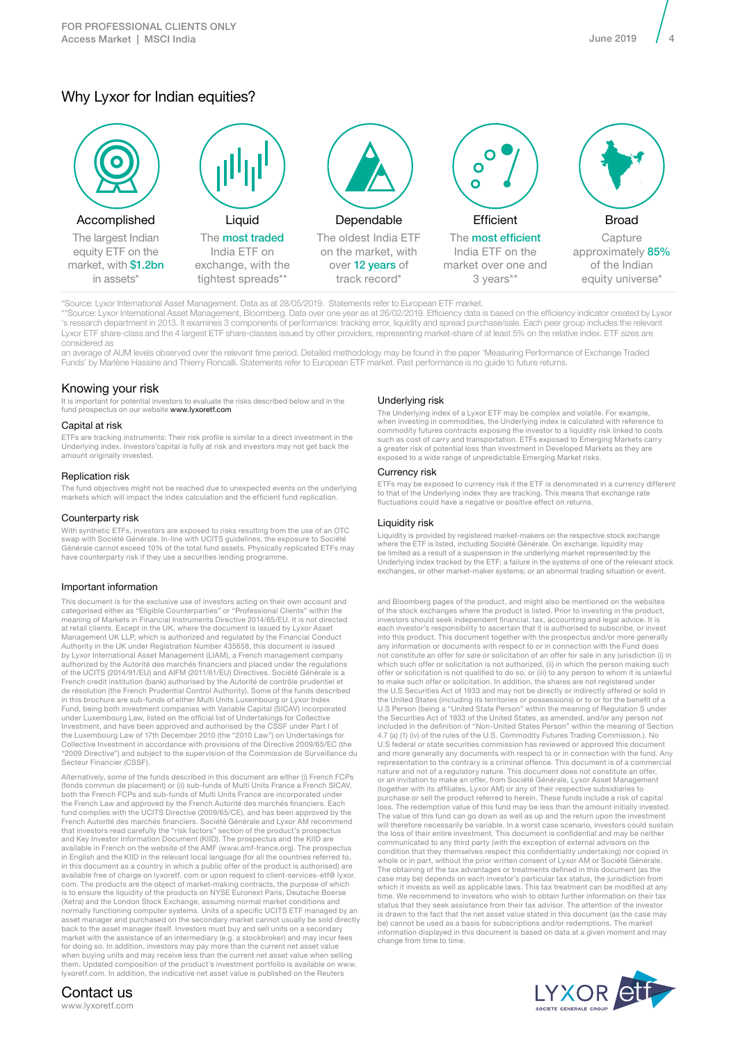## Why Lyxor for Indian equities?

**Accomplished**
The largest Indian equity ETF on the market, with $1.2bn in assets*

**Liquid**
The most traded India ETF on exchange, with the tightest spreads**

**Dependable**
The oldest India ETF on the market, with over 12 years of track record*

**Efficient**
The most efficient India ETF on the market over one and 3 years**

**Broad**
Capture approximately 85% of the Indian equity universe*

*Source: Lyxor International Asset Management. Data as at 28/05/2019. Statements refer to European ETF market.
**Source: Lyxor International Asset Management, Bloomberg. Data over one year as at 26/02/2019. Efficiency data is based on the efficiency indicator created by Lyxor 's research department in 2013. It examines 3 components of performance: tracking error, liquidity and spread purchase/sale. Each peer group includes the relevant Lyxor ETF share-class and the 4 largest ETF share-classes issued by other providers, representing market-share of at least 5% on the relative index. ETF sizes are considered as
an average of AUM levels observed over the relevant time period. Detailed methodology may be found in the paper 'Measuring Performance of Exchange Traded Funds' by Marlène Hassine and Thierry Roncalli. Statements refer to European ETF market. Past performance is no guide to future returns.

## Knowing your risk

It is important for potential investors to evaluate the risks described below and in the fund prospectus on our website **www.lyxoretf.com**

### Capital at risk

ETFs are tracking instruments: Their risk profile is similar to a direct investment in the Underlying index. Investors'capital is fully at risk and investors may not get back the amount originally invested.

### Replication risk

The fund objectives might not be reached due to unexpected events on the underlying markets which will impact the index calculation and the efficient fund replication.

### Counterparty risk

With synthetic ETFs, investors are exposed to risks resulting from the use of an OTC swap with Société Générale. In-line with UCITS guidelines, the exposure to Société Générale cannot exceed 10% of the total fund assets. Physically replicated ETFs may have counterparty risk if they use a securities lending programme.

### Underlying risk

The Underlying index of a Lyxor ETF may be complex and volatile. For example, when investing in commodities, the Underlying index is calculated with reference to commodity futures contracts exposing the investor to a liquidity risk linked to costs such as cost of carry and transportation. ETFs exposed to Emerging Markets carry a greater risk of potential loss than investment in Developed Markets as they are exposed to a wide range of unpredictable Emerging Market risks.

### Currency risk

ETFs may be exposed to currency risk if the ETF is denominated in a currency different to that of the Underlying index they are tracking. This means that exchange rate fluctuations could have a negative or positive effect on returns.

### Liquidity risk

Liquidity is provided by registered market-makers on the respective stock exchange where the ETF is listed, including Société Générale. On exchange, liquidity may be limited as a result of a suspension in the underlying market represented by the Underlying index tracked by the ETF; a failure in the systems of one of the relevant stock exchanges, or other market-maker systems; or an abnormal trading situation or event.

### Important information

This document is for the exclusive use of investors acting on their own account and categorised either as "Eligible Counterparties" or "Professional Clients" within the meaning of Markets in Financial Instruments Directive 2014/65/EU. It is not directed at retail clients. Except in the UK, where the document is issued by Lyxor Asset Management UK LLP, which is authorized and regulated by the Financial Conduct Authority in the UK under Registration Number 435658, this document is issued by Lyxor International Asset Management (LIAM), a French management company authorized by the Autorité des marchés financiers and placed under the regulations of the UCITS (2014/91/EU) and AIFM (2011/61/EU) Directives. Société Générale is a French credit institution (bank) authorised by the Autorité de contrôle prudentiel et de résolution (the French Prudential Control Authority). Some of the funds described in this brochure are sub-funds of either Multi Units Luxembourg or Lyxor Index Fund, being both investment companies with Variable Capital (SICAV) incorporated under Luxembourg Law, listed on the official list of Undertakings for Collective Investment, and have been approved and authorised by the CSSF under Part I of the Luxembourg Law of 17th December 2010 (the "2010 Law") on Undertakings for Collective Investment in accordance with provisions of the Directive 2009/65/EC (the "2009 Directive") and subject to the supervision of the Commission de Surveillance du Secteur Financier (CSSF).

Alternatively, some of the funds described in this document are either (i) French FCPs (fonds commun de placement) or (ii) sub-funds of Multi Units France a French SICAV, both the French FCPs and sub-funds of Multi Units France are incorporated under the French Law and approved by the French Autorité des marchés financiers. Each fund complies with the UCITS Directive (2009/65/CE), and has been approved by the French Autorité des marchés financiers. Société Générale and Lyxor AM recommend that investors read carefully the "risk factors" section of the product's prospectus and Key Investor Information Document (KIID). The prospectus and the KIID are available in French on the website of the AMF (www.amf-france.org). The prospectus in English and the KIID in the relevant local language (for all the countries referred to, in this document as a country in which a public offer of the product is authorised) are available free of charge on lyxoretf. com or upon request to client-services-etf@ lyxor. com. The products are the object of market-making contracts, the purpose of which is to ensure the liquidity of the products on NYSE Euronext Paris, Deutsche Boerse (Xetra) and the London Stock Exchange, assuming normal market conditions and normally functioning computer systems. Units of a specific UCITS ETF managed by an asset manager and purchased on the secondary market cannot usually be sold directly back to the asset manager itself. Investors must buy and sell units on a secondary market with the assistance of an intermediary (e.g. a stockbroker) and may incur fees for doing so. In addition, investors may pay more than the current net asset value when buying units and may receive less than the current net asset value when selling them. Updated composition of the product's investment portfolio is available on www. lyxoretf.com. In addition, the indicative net asset value is published on the Reuters and Bloomberg pages of the product, and might also be mentioned on the websites of the stock exchanges where the product is listed. Prior to investing in the product, investors should seek independent financial, tax, accounting and legal advice. It is each investor's responsibility to ascertain that it is authorised to subscribe, or invest into this product. This document together with the prospectus and/or more generally any information or documents with respect to or in connection with the Fund does not constitute an offer for sale or solicitation of an offer for sale in any jurisdiction (i) in which such offer or solicitation is not authorized, (ii) in which the person making such offer or solicitation is not qualified to do so, or (iii) to any person to whom it is unlawful to make such offer or solicitation. In addition, the shares are not registered under the U.S Securities Act of 1933 and may not be directly or indirectly offered or sold in the United States (including its territories or possessions) or to or for the benefit of a U.S Person (being a "United State Person" within the meaning of Regulation S under the Securities Act of 1933 of the United States, as amended, and/or any person not included in the definition of "Non-United States Person" within the meaning of Section 4.7 (a) (1) (iv) of the rules of the U.S. Commodity Futures Trading Commission.). No U.S federal or state securities commission has reviewed or approved this document and more generally any documents with respect to or in connection with the fund. Any representation to the contrary is a criminal offence. This document is of a commercial nature and not of a regulatory nature. This document does not constitute an offer, or an invitation to make an offer, from Société Générale, Lyxor Asset Management (together with its affiliates, Lyxor AM) or any of their respective subsidiaries to purchase or sell the product referred to herein. These funds include a risk of capital loss. The redemption value of this fund may be less than the amount initially invested. The value of this fund can go down as well as up and the return upon the investment will therefore necessarily be variable. In a worst case scenario, investors could sustain the loss of their entire investment. This document is confidential and may be neither communicated to any third party (with the exception of external advisors on the condition that they themselves respect this confidentiality undertaking) nor copied in whole or in part, without the prior written consent of Lyxor AM or Société Générale. The obtaining of the tax advantages or treatments defined in this document (as the case may be) depends on each investor's particular tax status, the jurisdiction from which it invests as well as applicable laws. This tax treatment can be modified at any time. We recommend to investors who wish to obtain further information on their tax status that they seek assistance from their tax advisor. The attention of the investor is drawn to the fact that the net asset value stated in this document (as the case may be) cannot be used as a basis for subscriptions and/or redemptions. The market information displayed in this document is based on data at a given moment and may change from time to time.

## Contact us

www.lyxoretf.com